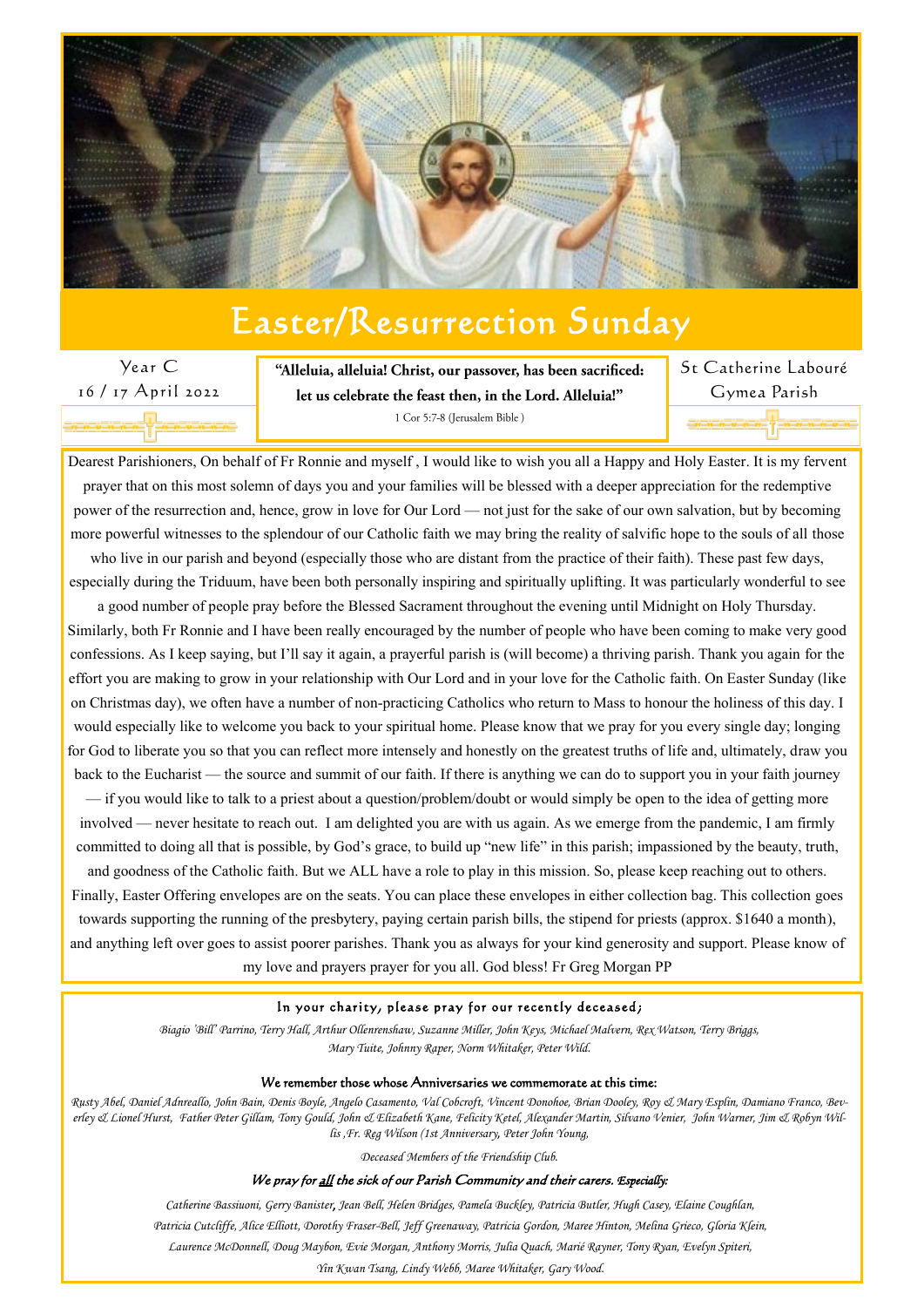# Easter/Resurrection Sunday

Year C
16 / 17 April 2022

**"Alleluia, alleluia! Christ, our passover, has been sacrificed: let us celebrate the feast then, in the Lord. Alleluia!"**
1 Cor 5:7-8 (Jerusalem Bible )

St Catherine Labouré
Gymea Parish

Dearest Parishioners, On behalf of Fr Ronnie and myself , I would like to wish you all a Happy and Holy Easter. It is my fervent prayer that on this most solemn of days you and your families will be blessed with a deeper appreciation for the redemptive power of the resurrection and, hence, grow in love for Our Lord — not just for the sake of our own salvation, but by becoming more powerful witnesses to the splendour of our Catholic faith we may bring the reality of salvific hope to the souls of all those who live in our parish and beyond (especially those who are distant from the practice of their faith). These past few days, especially during the Triduum, have been both personally inspiring and spiritually uplifting. It was particularly wonderful to see a good number of people pray before the Blessed Sacrament throughout the evening until Midnight on Holy Thursday. Similarly, both Fr Ronnie and I have been really encouraged by the number of people who have been coming to make very good confessions. As I keep saying, but I'll say it again, a prayerful parish is (will become) a thriving parish. Thank you again for the effort you are making to grow in your relationship with Our Lord and in your love for the Catholic faith. On Easter Sunday (like on Christmas day), we often have a number of non-practicing Catholics who return to Mass to honour the holiness of this day. I would especially like to welcome you back to your spiritual home. Please know that we pray for you every single day; longing for God to liberate you so that you can reflect more intensely and honestly on the greatest truths of life and, ultimately, draw you back to the Eucharist — the source and summit of our faith. If there is anything we can do to support you in your faith journey — if you would like to talk to a priest about a question/problem/doubt or would simply be open to the idea of getting more involved — never hesitate to reach out. I am delighted you are with us again. As we emerge from the pandemic, I am firmly committed to doing all that is possible, by God's grace, to build up "new life" in this parish; impassioned by the beauty, truth, and goodness of the Catholic faith. But we ALL have a role to play in this mission. So, please keep reaching out to others. Finally, Easter Offering envelopes are on the seats. You can place these envelopes in either collection bag. This collection goes towards supporting the running of the presbytery, paying certain parish bills, the stipend for priests (approx. $1640 a month), and anything left over goes to assist poorer parishes. Thank you as always for your kind generosity and support. Please know of my love and prayers prayer for you all. God bless! Fr Greg Morgan PP

### In your charity, please pray for our recently deceased;

*Biagio 'Bill' Parrino, Terry Hall, Arthur Ollenrenshaw, Suzanne Miller, John Keys, Michael Malvern, Rex Watson, Terry Briggs, Mary Tuite, Johnny Raper, Norm Whitaker, Peter Wild.*

### We remember those whose Anniversaries we commemorate at this time:

*Rusty Abel, Daniel Adnreallo, John Bain, Denis Boyle, Angelo Casamento, Val Cobcroft, Vincent Donohoe, Brian Dooley, Roy & Mary Esplin, Damiano Franco, Beverley & Lionel Hurst, Father Peter Gillam, Tony Gould, John & Elizabeth Kane, Felicity Ketel, Alexander Martin, Silvano Venier, John Warner, Jim & Robyn Willis ,Fr. Reg Wilson (1st Anniversary, Peter John Young,*

*Deceased Members of the Friendship Club.*

### *We pray for all the sick of our Parish Community and their carers. Especially:*

*Catherine Bassiuoni, Gerry Banister, Jean Bell, Helen Bridges, Pamela Buckley, Patricia Butler, Hugh Casey, Elaine Coughlan, Patricia Cutcliffe, Alice Elliott, Dorothy Fraser-Bell, Jeff Greenaway, Patricia Gordon, Maree Hinton, Melina Grieco, Gloria Klein, Laurence McDonnell, Doug Maybon, Evie Morgan, Anthony Morris, Julia Quach, Marié Rayner, Tony Ryan, Evelyn Spiteri, Yin Kwan Tsang, Lindy Webb, Maree Whitaker, Gary Wood.*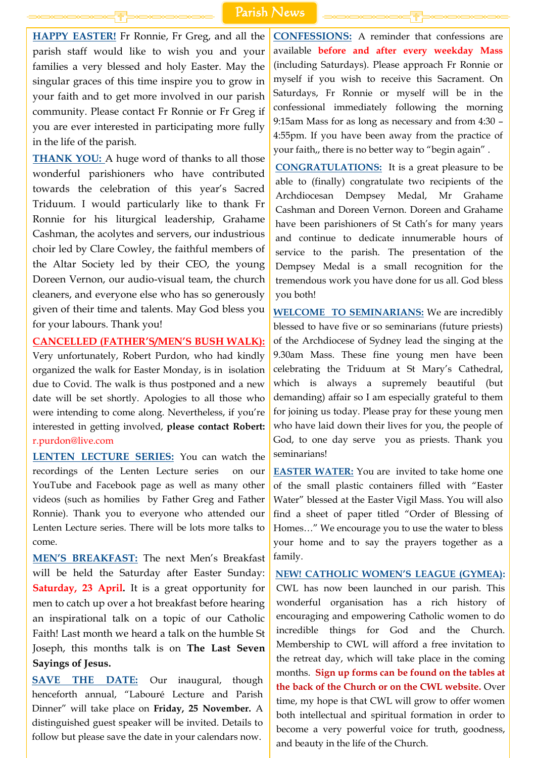# Parish News

**HAPPY EASTER!** Fr Ronnie, Fr Greg, and all the parish staff would like to wish you and your families a very blessed and holy Easter. May the singular graces of this time inspire you to grow in your faith and to get more involved in our parish community. Please contact Fr Ronnie or Fr Greg if you are ever interested in participating more fully in the life of the parish.

**THANK YOU:** A huge word of thanks to all those wonderful parishioners who have contributed towards the celebration of this year's Sacred Triduum. I would particularly like to thank Fr Ronnie for his liturgical leadership, Grahame Cashman, the acolytes and servers, our industrious choir led by Clare Cowley, the faithful members of the Altar Society led by their CEO, the young Doreen Vernon, our audio-visual team, the church cleaners, and everyone else who has so generously given of their time and talents. May God bless you for your labours. Thank you!

**CANCELLED (FATHER'S/MEN'S BUSH WALK):** Very unfortunately, Robert Purdon, who had kindly organized the walk for Easter Monday, is in isolation due to Covid. The walk is thus postponed and a new date will be set shortly. Apologies to all those who were intending to come along. Nevertheless, if you're interested in getting involved, **please contact Robert:** r.purdon@live.com

**LENTEN LECTURE SERIES:** You can watch the recordings of the Lenten Lecture series on our YouTube and Facebook page as well as many other videos (such as homilies by Father Greg and Father Ronnie). Thank you to everyone who attended our Lenten Lecture series. There will be lots more talks to come.

**MEN'S BREAKFAST:** The next Men's Breakfast will be held the Saturday after Easter Sunday: **Saturday, 23 April.** It is a great opportunity for men to catch up over a hot breakfast before hearing an inspirational talk on a topic of our Catholic Faith! Last month we heard a talk on the humble St Joseph, this months talk is on **The Last Seven Sayings of Jesus.**

**SAVE THE DATE:** Our inaugural, though henceforth annual, "Labouré Lecture and Parish Dinner" will take place on **Friday, 25 November.** A distinguished guest speaker will be invited. Details to follow but please save the date in your calendars now.

**CONFESSIONS:** A reminder that confessions are available **before and after every weekday Mass** (including Saturdays). Please approach Fr Ronnie or myself if you wish to receive this Sacrament. On Saturdays, Fr Ronnie or myself will be in the confessional immediately following the morning 9:15am Mass for as long as necessary and from 4:30 – 4:55pm. If you have been away from the practice of your faith,, there is no better way to "begin again" .

**CONGRATULATIONS:** It is a great pleasure to be able to (finally) congratulate two recipients of the Archdiocesan Dempsey Medal, Mr Grahame Cashman and Doreen Vernon. Doreen and Grahame have been parishioners of St Cath's for many years and continue to dedicate innumerable hours of service to the parish. The presentation of the Dempsey Medal is a small recognition for the tremendous work you have done for us all. God bless you both!

**WELCOME TO SEMINARIANS:** We are incredibly blessed to have five or so seminarians (future priests) of the Archdiocese of Sydney lead the singing at the 9.30am Mass. These fine young men have been celebrating the Triduum at St Mary's Cathedral, which is always a supremely beautiful (but demanding) affair so I am especially grateful to them for joining us today. Please pray for these young men who have laid down their lives for you, the people of God, to one day serve you as priests. Thank you seminarians!

**EASTER WATER:** You are invited to take home one of the small plastic containers filled with "Easter Water" blessed at the Easter Vigil Mass. You will also find a sheet of paper titled "Order of Blessing of Homes…" We encourage you to use the water to bless your home and to say the prayers together as a family.

**NEW! CATHOLIC WOMEN'S LEAGUE (GYMEA):** CWL has now been launched in our parish. This wonderful organisation has a rich history of encouraging and empowering Catholic women to do incredible things for God and the Church. Membership to CWL will afford a free invitation to the retreat day, which will take place in the coming months. **Sign up forms can be found on the tables at the back of the Church or on the CWL website.** Over time, my hope is that CWL will grow to offer women both intellectual and spiritual formation in order to become a very powerful voice for truth, goodness, and beauty in the life of the Church.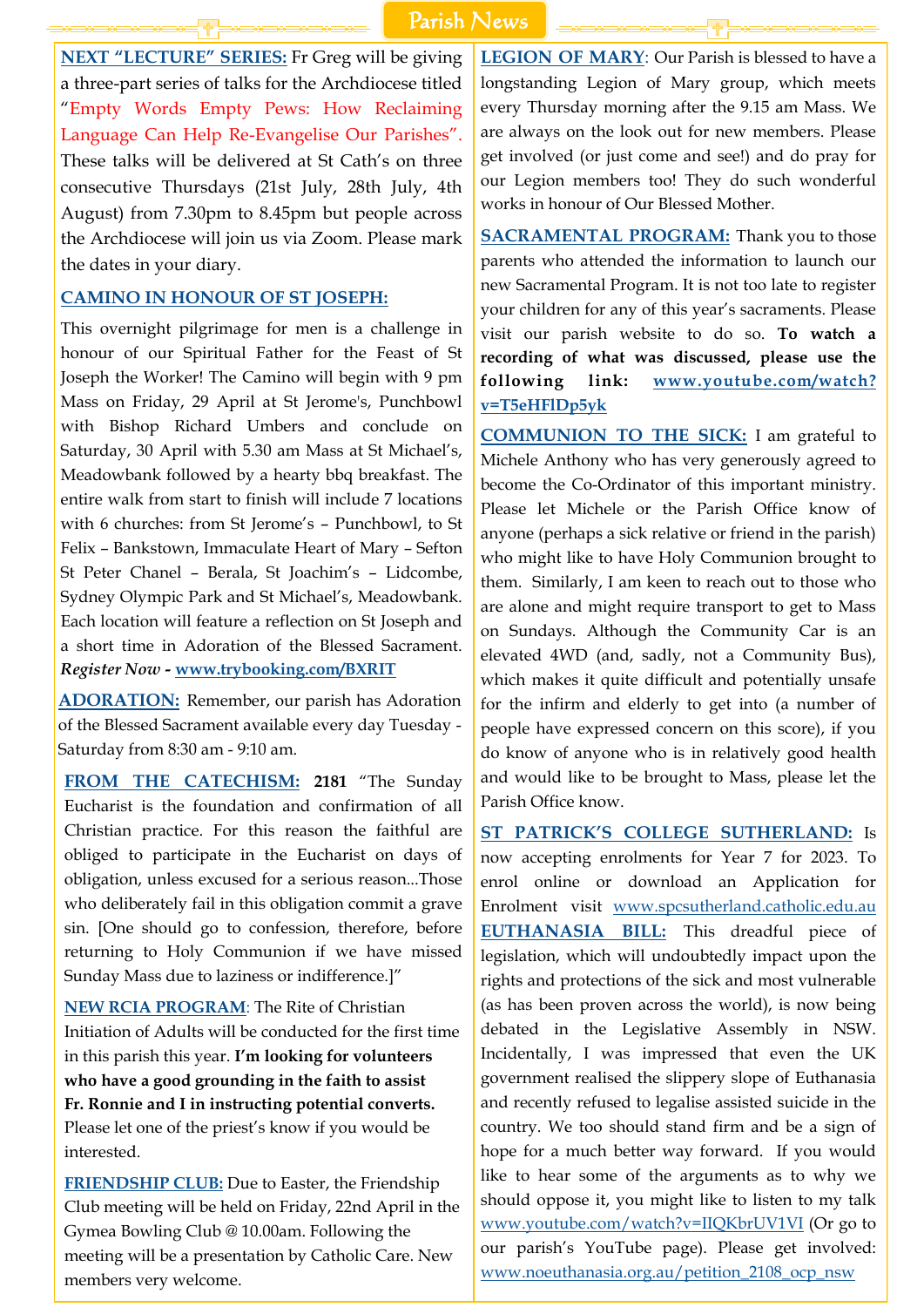# Parish News

**NEXT "LECTURE" SERIES:** Fr Greg will be giving a three-part series of talks for the Archdiocese titled "Empty Words Empty Pews: How Reclaiming Language Can Help Re-Evangelise Our Parishes". These talks will be delivered at St Cath's on three consecutive Thursdays (21st July, 28th July, 4th August) from 7.30pm to 8.45pm but people across the Archdiocese will join us via Zoom. Please mark the dates in your diary.

**CAMINO IN HONOUR OF ST JOSEPH:**

This overnight pilgrimage for men is a challenge in honour of our Spiritual Father for the Feast of St Joseph the Worker! The Camino will begin with 9 pm Mass on Friday, 29 April at St Jerome's, Punchbowl with Bishop Richard Umbers and conclude on Saturday, 30 April with 5.30 am Mass at St Michael's, Meadowbank followed by a hearty bbq breakfast. The entire walk from start to finish will include 7 locations with 6 churches: from St Jerome's – Punchbowl, to St Felix – Bankstown, Immaculate Heart of Mary – Sefton St Peter Chanel – Berala, St Joachim's – Lidcombe, Sydney Olympic Park and St Michael's, Meadowbank. Each location will feature a reflection on St Joseph and a short time in Adoration of the Blessed Sacrament. ***Register Now*** - **www.trybooking.com/BXRIT**

**ADORATION:** Remember, our parish has Adoration of the Blessed Sacrament available every day Tuesday - Saturday from 8:30 am - 9:10 am.

**FROM THE CATECHISM:** **2181** "The Sunday Eucharist is the foundation and confirmation of all Christian practice. For this reason the faithful are obliged to participate in the Eucharist on days of obligation, unless excused for a serious reason...Those who deliberately fail in this obligation commit a grave sin. [One should go to confession, therefore, before returning to Holy Communion if we have missed Sunday Mass due to laziness or indifference.]"

**NEW RCIA PROGRAM**: The Rite of Christian Initiation of Adults will be conducted for the first time in this parish this year. **I'm looking for volunteers who have a good grounding in the faith to assist Fr. Ronnie and I in instructing potential converts.** Please let one of the priest's know if you would be interested.

**FRIENDSHIP CLUB:** Due to Easter, the Friendship Club meeting will be held on Friday, 22nd April in the Gymea Bowling Club @ 10.00am. Following the meeting will be a presentation by Catholic Care. New members very welcome.

**LEGION OF MARY**: Our Parish is blessed to have a longstanding Legion of Mary group, which meets every Thursday morning after the 9.15 am Mass. We are always on the look out for new members. Please get involved (or just come and see!) and do pray for our Legion members too! They do such wonderful works in honour of Our Blessed Mother.

**SACRAMENTAL PROGRAM:** Thank you to those parents who attended the information to launch our new Sacramental Program. It is not too late to register your children for any of this year's sacraments. Please visit our parish website to do so. **To watch a recording of what was discussed, please use the following link: www.youtube.com/watch?v=T5eHFlDp5yk**

**COMMUNION TO THE SICK:** I am grateful to Michele Anthony who has very generously agreed to become the Co-Ordinator of this important ministry. Please let Michele or the Parish Office know of anyone (perhaps a sick relative or friend in the parish) who might like to have Holy Communion brought to them. Similarly, I am keen to reach out to those who are alone and might require transport to get to Mass on Sundays. Although the Community Car is an elevated 4WD (and, sadly, not a Community Bus), which makes it quite difficult and potentially unsafe for the infirm and elderly to get into (a number of people have expressed concern on this score), if you do know of anyone who is in relatively good health and would like to be brought to Mass, please let the Parish Office know.

**ST PATRICK'S COLLEGE SUTHERLAND:** Is now accepting enrolments for Year 7 for 2023. To enrol online or download an Application for Enrolment visit www.spcsutherland.catholic.edu.au

**EUTHANASIA BILL:** This dreadful piece of legislation, which will undoubtedly impact upon the rights and protections of the sick and most vulnerable (as has been proven across the world), is now being debated in the Legislative Assembly in NSW. Incidentally, I was impressed that even the UK government realised the slippery slope of Euthanasia and recently refused to legalise assisted suicide in the country. We too should stand firm and be a sign of hope for a much better way forward. If you would like to hear some of the arguments as to why we should oppose it, you might like to listen to my talk www.youtube.com/watch?v=IIQKbrUV1VI (Or go to our parish's YouTube page). Please get involved: www.noeuthanasia.org.au/petition_2108_ocp_nsw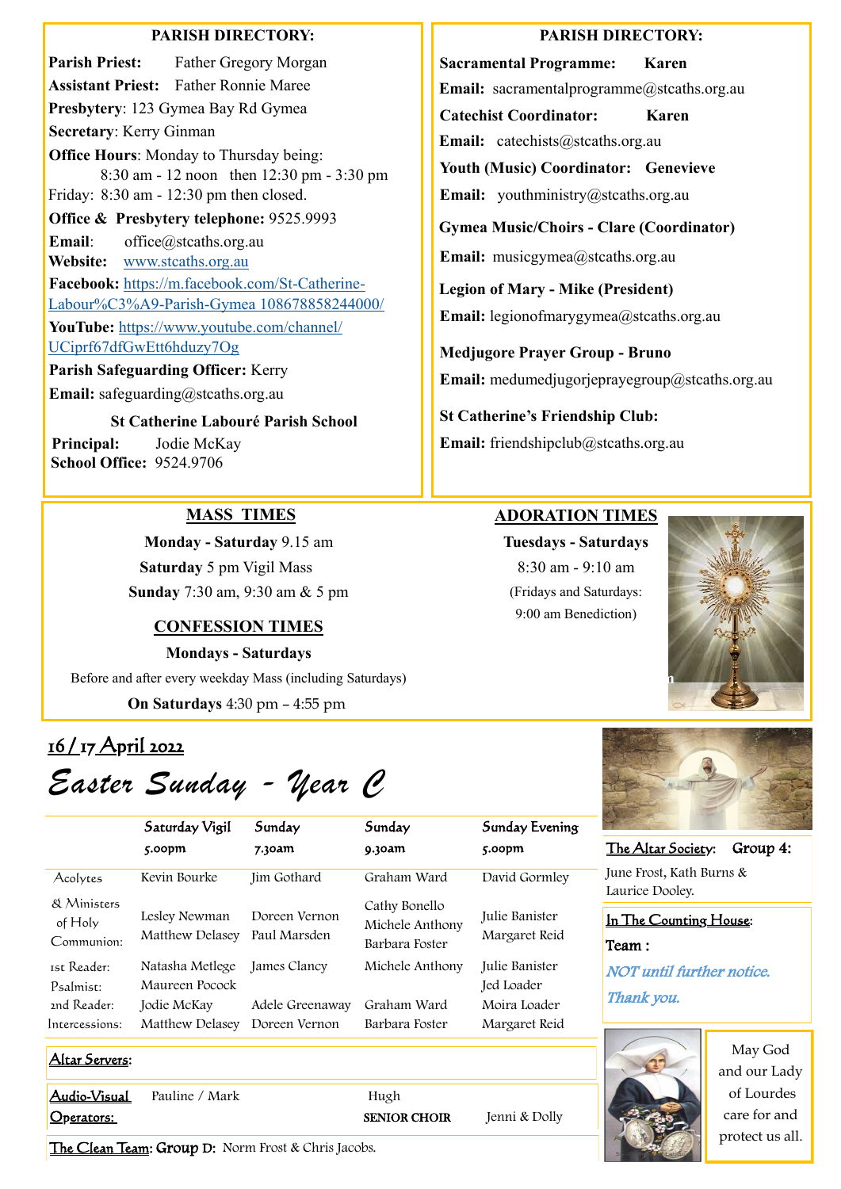## PARISH DIRECTORY:

**Parish Priest:** Father Gregory Morgan
**Assistant Priest:** Father Ronnie Maree
**Presbytery**: 123 Gymea Bay Rd Gymea
**Secretary**: Kerry Ginman
**Office Hours**: Monday to Thursday being:
8:30 am - 12 noon then 12:30 pm - 3:30 pm
Friday: 8:30 am - 12:30 pm then closed.
**Office & Presbytery telephone:** 9525.9993
**Email**: office@stcaths.org.au
**Website:** www.stcaths.org.au
**Facebook:** https://m.facebook.com/St-Catherine-Labour%C3%A9-Parish-Gymea 108678858244000/
**YouTube:** https://www.youtube.com/channel/UCiprf67dfGwEtt6hduzy7Og
**Parish Safeguarding Officer:** Kerry
**Email:** safeguarding@stcaths.org.au

**St Catherine Labouré Parish School**
**Principal:** Jodie McKay
**School Office:** 9524.9706

## PARISH DIRECTORY:

**Sacramental Programme: Karen**
**Email:** sacramentalprogramme@stcaths.org.au
**Catechist Coordinator: Karen**
**Email:** catechists@stcaths.org.au
**Youth (Music) Coordinator: Genevieve**
**Email:** youthministry@stcaths.org.au
**Gymea Music/Choirs - Clare (Coordinator)**
**Email:** musicgymea@stcaths.org.au
**Legion of Mary - Mike (President)**
**Email:** legionofmarygymea@stcaths.org.au
**Medjugore Prayer Group - Bruno**
**Email:** medumedjugorjeprayegroup@stcaths.org.au
**St Catherine's Friendship Club:**
**Email:** friendshipclub@stcaths.org.au

## MASS TIMES

**Monday - Saturday** 9.15 am
**Saturday** 5 pm Vigil Mass
**Sunday** 7:30 am, 9:30 am & 5 pm

## CONFESSION TIMES

**Mondays - Saturdays**
Before and after every weekday Mass (including Saturdays)
**On Saturdays** 4:30 pm – 4:55 pm

## ADORATION TIMES

**Tuesdays - Saturdays**
8:30 am - 9:10 am
(Fridays and Saturdays: 9:00 am Benediction)

## 16 / 17 April 2022

# *Easter Sunday - Year C*

| | Saturday Vigil 5.00pm | Sunday 7.30am | Sunday 9.30am | Sunday Evening 5.00pm |
|---|---|---|---|---|
| Acolytes | Kevin Bourke | Jim Gothard | Graham Ward | David Gormley |
| & Ministers of Holy Communion: | Lesley Newman<br>Matthew Delasey | Doreen Vernon<br>Paul Marsden | Cathy Bonello<br>Michele Anthony<br>Barbara Foster | Julie Banister<br>Margaret Reid |
| 1st Reader: | Natasha Metlege | James Clancy | Michele Anthony | Julie Banister |
| Psalmist: | Maureen Pocock | | | Jed Loader |
| 2nd Reader: | Jodie McKay | Adele Greenaway | Graham Ward | Moira Loader |
| Intercessions: | Matthew Delasey | Doreen Vernon | Barbara Foster | Margaret Reid |

Altar Servers:

Audio-Visual Operators: Pauline / Mark — Hugh — **SENIOR CHOIR** Jenni & Dolly

The Clean Team: Group D: Norm Frost & Chris Jacobs.

The Altar Society: Group 4:
June Frost, Kath Burns & Laurice Dooley.

In The Counting House:
**Team :**
*NOT until further notice.*
*Thank you.*

May God and our Lady of Lourdes care for and protect us all.